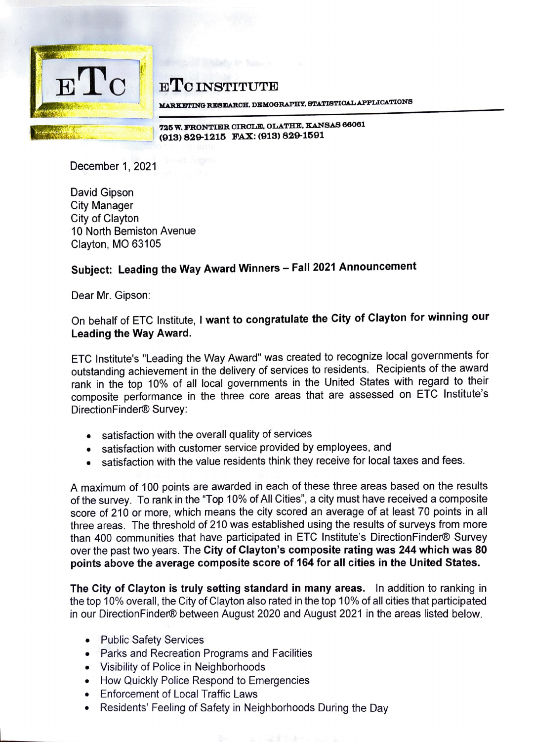# ETC INSTITUTE

MARKETING RESEARCH, DEMOGRAPHY, STATISTICAL APPLICATIONS

725 W. FRONTIER CIRCLE, OLATHE, KANSAS 66061
(913) 829-1215 FAX: (913) 829-1591

December 1, 2021

David Gipson
City Manager
City of Clayton
10 North Bemiston Avenue
Clayton, MO 63105

**Subject: Leading the Way Award Winners – Fall 2021 Announcement**

Dear Mr. Gipson:

On behalf of ETC Institute, **I want to congratulate the City of Clayton for winning our Leading the Way Award.**

ETC Institute's "Leading the Way Award" was created to recognize local governments for outstanding achievement in the delivery of services to residents. Recipients of the award rank in the top 10% of all local governments in the United States with regard to their composite performance in the three core areas that are assessed on ETC Institute's DirectionFinder® Survey:

- satisfaction with the overall quality of services
- satisfaction with customer service provided by employees, and
- satisfaction with the value residents think they receive for local taxes and fees.

A maximum of 100 points are awarded in each of these three areas based on the results of the survey. To rank in the "Top 10% of All Cities", a city must have received a composite score of 210 or more, which means the city scored an average of at least 70 points in all three areas. The threshold of 210 was established using the results of surveys from more than 400 communities that have participated in ETC Institute's DirectionFinder® Survey over the past two years. The **City of Clayton's composite rating was 244 which was 80 points above the average composite score of 164 for all cities in the United States.**

**The City of Clayton is truly setting standard in many areas.** In addition to ranking in the top 10% overall, the City of Clayton also rated in the top 10% of all cities that participated in our DirectionFinder® between August 2020 and August 2021 in the areas listed below.

- Public Safety Services
- Parks and Recreation Programs and Facilities
- Visibility of Police in Neighborhoods
- How Quickly Police Respond to Emergencies
- Enforcement of Local Traffic Laws
- Residents' Feeling of Safety in Neighborhoods During the Day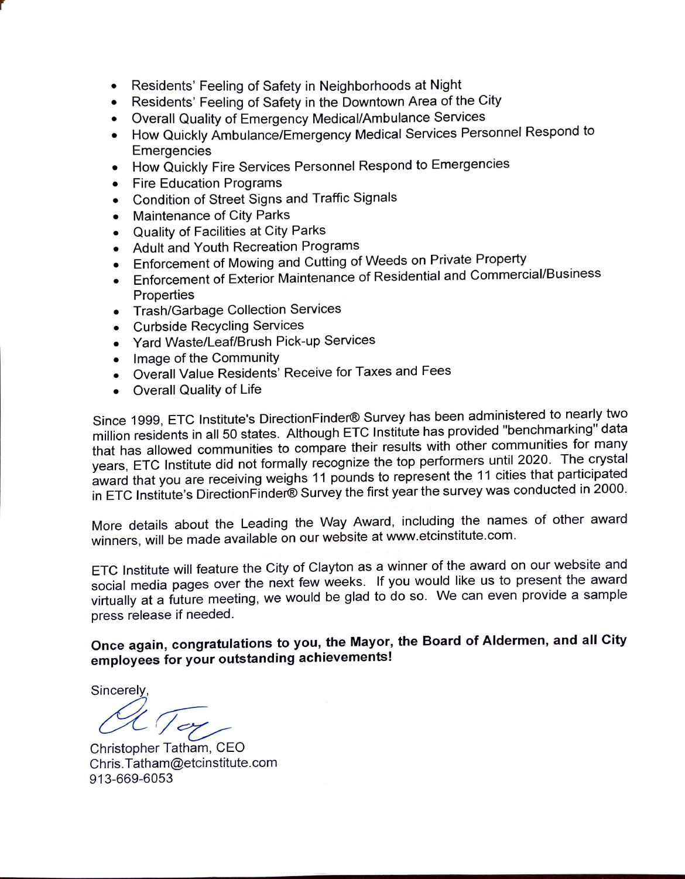- Residents' Feeling of Safety in Neighborhoods at Night
- Residents' Feeling of Safety in the Downtown Area of the City
- Overall Quality of Emergency Medical/Ambulance Services
- How Quickly Ambulance/Emergency Medical Services Personnel Respond to Emergencies
- How Quickly Fire Services Personnel Respond to Emergencies
- Fire Education Programs
- Condition of Street Signs and Traffic Signals
- Maintenance of City Parks
- Quality of Facilities at City Parks
- Adult and Youth Recreation Programs
- Enforcement of Mowing and Cutting of Weeds on Private Property
- Enforcement of Exterior Maintenance of Residential and Commercial/Business Properties
- Trash/Garbage Collection Services
- Curbside Recycling Services
- Yard Waste/Leaf/Brush Pick-up Services
- Image of the Community
- Overall Value Residents' Receive for Taxes and Fees
- Overall Quality of Life

Since 1999, ETC Institute's DirectionFinder® Survey has been administered to nearly two million residents in all 50 states. Although ETC Institute has provided "benchmarking" data that has allowed communities to compare their results with other communities for many years, ETC Institute did not formally recognize the top performers until 2020. The crystal award that you are receiving weighs 11 pounds to represent the 11 cities that participated in ETC Institute's DirectionFinder® Survey the first year the survey was conducted in 2000.

More details about the Leading the Way Award, including the names of other award winners, will be made available on our website at www.etcinstitute.com.

ETC Institute will feature the City of Clayton as a winner of the award on our website and social media pages over the next few weeks. If you would like us to present the award virtually at a future meeting, we would be glad to do so. We can even provide a sample press release if needed.

**Once again, congratulations to you, the Mayor, the Board of Aldermen, and all City employees for your outstanding achievements!**

Sincerely,

Christopher Tatham, CEO
Chris.Tatham@etcinstitute.com
913-669-6053